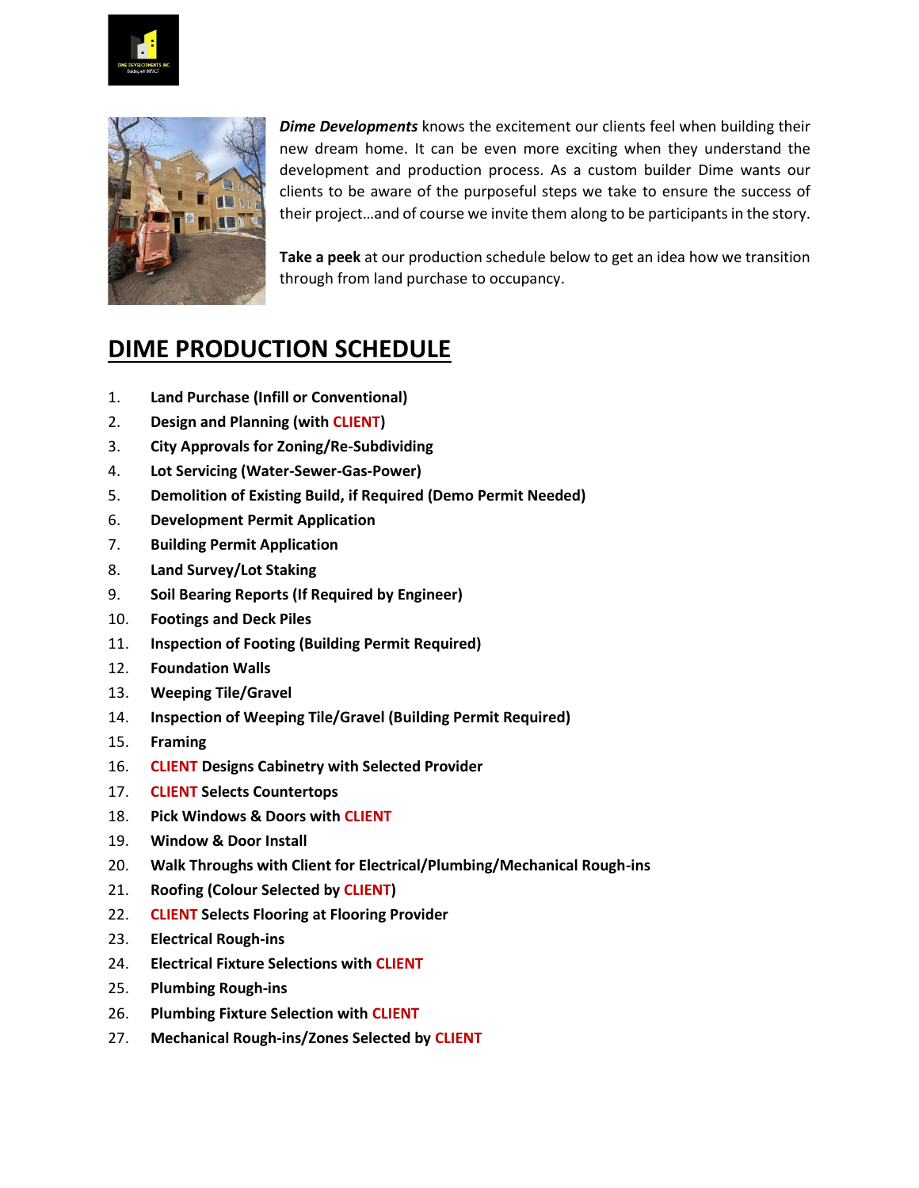***Dime Developments*** knows the excitement our clients feel when building their new dream home. It can be even more exciting when they understand the development and production process. As a custom builder Dime wants our clients to be aware of the purposeful steps we take to ensure the success of their project…and of course we invite them along to be participants in the story.

**Take a peek** at our production schedule below to get an idea how we transition through from land purchase to occupancy.

# DIME PRODUCTION SCHEDULE

1. **Land Purchase (Infill or Conventional)**
2. **Design and Planning (with CLIENT)**
3. **City Approvals for Zoning/Re-Subdividing**
4. **Lot Servicing (Water-Sewer-Gas-Power)**
5. **Demolition of Existing Build, if Required (Demo Permit Needed)**
6. **Development Permit Application**
7. **Building Permit Application**
8. **Land Survey/Lot Staking**
9. **Soil Bearing Reports (If Required by Engineer)**
10. **Footings and Deck Piles**
11. **Inspection of Footing (Building Permit Required)**
12. **Foundation Walls**
13. **Weeping Tile/Gravel**
14. **Inspection of Weeping Tile/Gravel (Building Permit Required)**
15. **Framing**
16. **CLIENT Designs Cabinetry with Selected Provider**
17. **CLIENT Selects Countertops**
18. **Pick Windows & Doors with CLIENT**
19. **Window & Door Install**
20. **Walk Throughs with Client for Electrical/Plumbing/Mechanical Rough-ins**
21. **Roofing (Colour Selected by CLIENT)**
22. **CLIENT Selects Flooring at Flooring Provider**
23. **Electrical Rough-ins**
24. **Electrical Fixture Selections with CLIENT**
25. **Plumbing Rough-ins**
26. **Plumbing Fixture Selection with CLIENT**
27. **Mechanical Rough-ins/Zones Selected by CLIENT**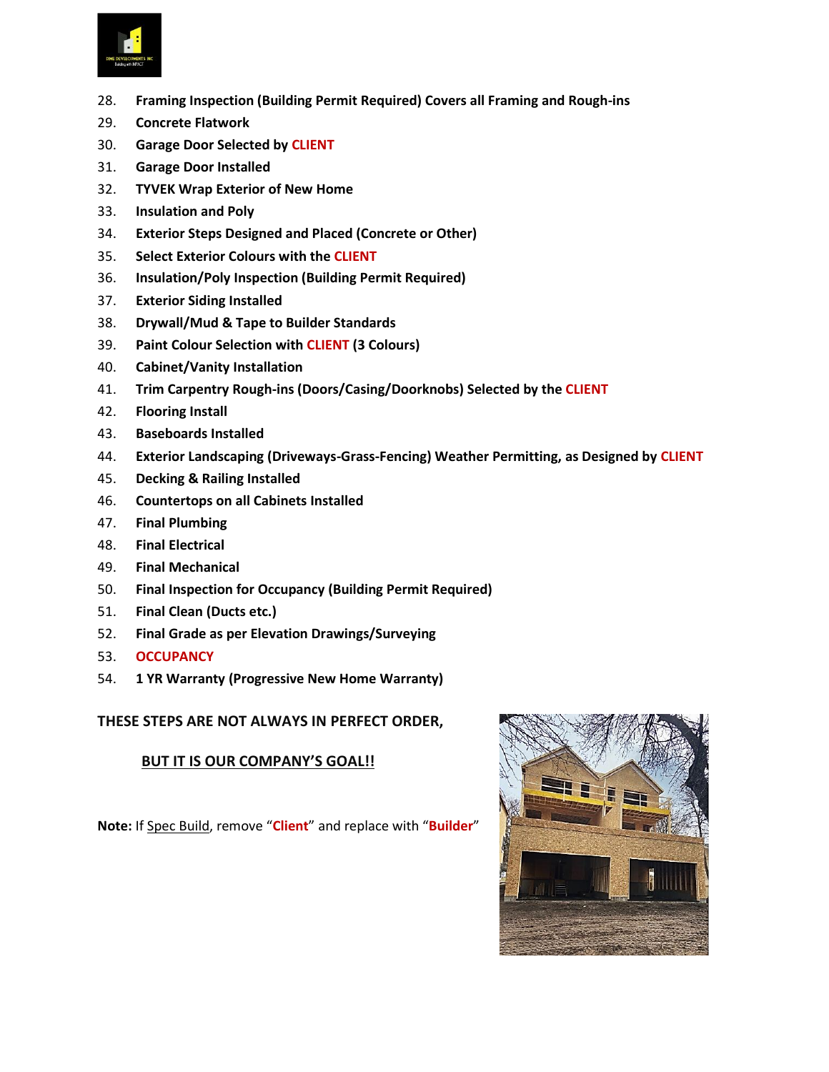28. **Framing Inspection (Building Permit Required) Covers all Framing and Rough-ins**
29. **Concrete Flatwork**
30. **Garage Door Selected by CLIENT**
31. **Garage Door Installed**
32. **TYVEK Wrap Exterior of New Home**
33. **Insulation and Poly**
34. **Exterior Steps Designed and Placed (Concrete or Other)**
35. **Select Exterior Colours with the CLIENT**
36. **Insulation/Poly Inspection (Building Permit Required)**
37. **Exterior Siding Installed**
38. **Drywall/Mud & Tape to Builder Standards**
39. **Paint Colour Selection with CLIENT (3 Colours)**
40. **Cabinet/Vanity Installation**
41. **Trim Carpentry Rough-ins (Doors/Casing/Doorknobs) Selected by the CLIENT**
42. **Flooring Install**
43. **Baseboards Installed**
44. **Exterior Landscaping (Driveways-Grass-Fencing) Weather Permitting, as Designed by CLIENT**
45. **Decking & Railing Installed**
46. **Countertops on all Cabinets Installed**
47. **Final Plumbing**
48. **Final Electrical**
49. **Final Mechanical**
50. **Final Inspection for Occupancy (Building Permit Required)**
51. **Final Clean (Ducts etc.)**
52. **Final Grade as per Elevation Drawings/Surveying**
53. **OCCUPANCY**
54. **1 YR Warranty (Progressive New Home Warranty)**

**THESE STEPS ARE NOT ALWAYS IN PERFECT ORDER,**

**<u>BUT IT IS OUR COMPANY'S GOAL!!</u>**

**Note:** If <u>Spec Build</u>, remove "**Client**" and replace with "**Builder**"